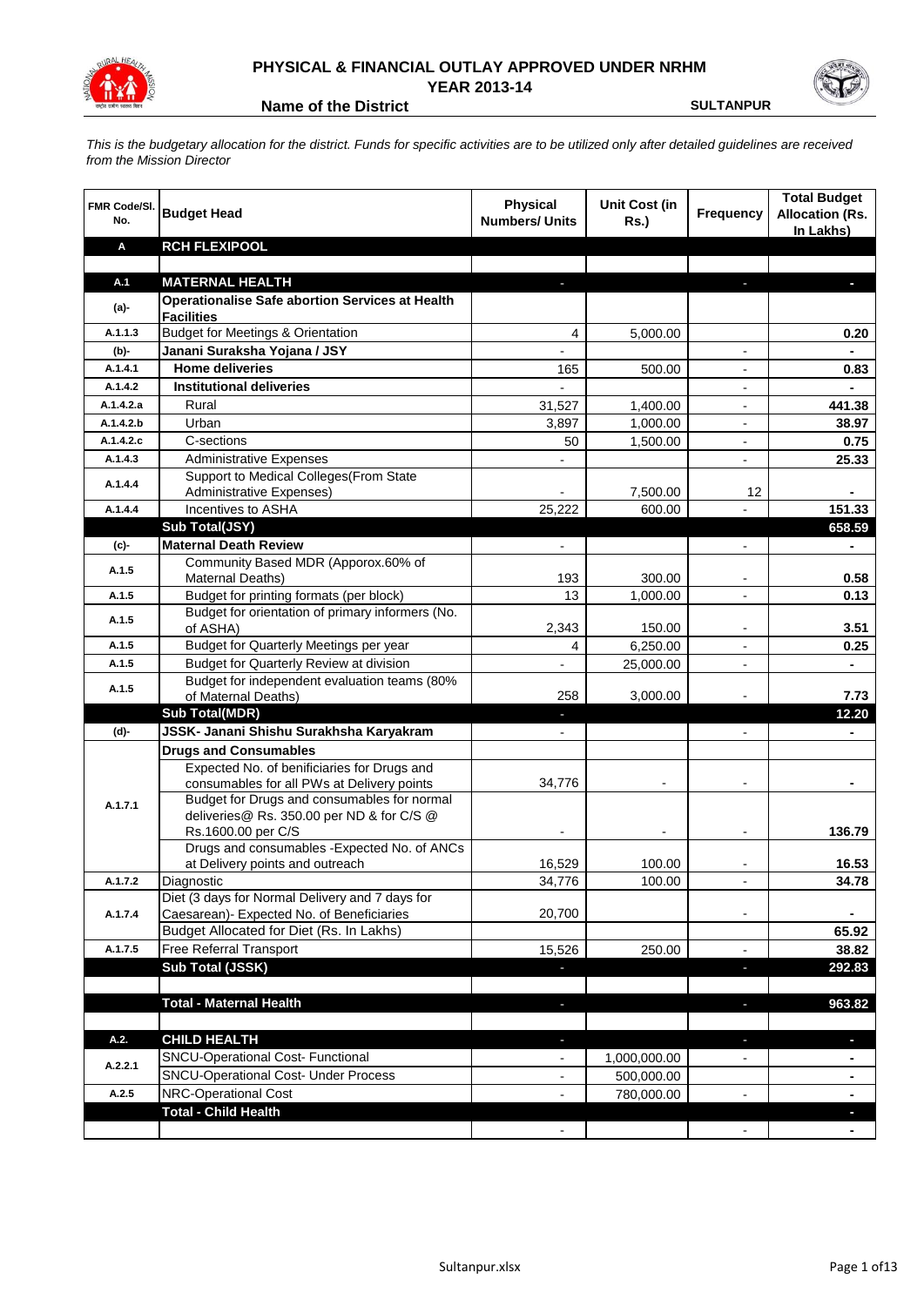# PHYSICAL & FINANCIAL OUTLAY APPROVED UNDER NRHM

## YEAR 2013-14

**Name of the District** **SULTANPUR**

*This is the budgetary allocation for the district. Funds for specific activities are to be utilized only after detailed guidelines are received from the Mission Director*

| FMR Code/Sl. No. | Budget Head | Physical Numbers/ Units | Unit Cost (in Rs.) | Frequency | Total Budget Allocation (Rs. In Lakhs) |
|---|---|---|---|---|---|
| **A** | **RCH FLEXIPOOL** | | | | |
| | | | | | |
| **A.1** | **MATERNAL HEALTH** | - | | - | - |
| (a)- | **Operationalise Safe abortion Services at Health Facilities** | | | | |
| A.1.1.3 | Budget for Meetings & Orientation | 4 | 5,000.00 | | 0.20 |
| (b)- | **Janani Suraksha Yojana / JSY** | - | | - | - |
| A.1.4.1 | **Home deliveries** | 165 | 500.00 | - | 0.83 |
| A.1.4.2 | **Institutional deliveries** | - | | - | - |
| A.1.4.2.a | Rural | 31,527 | 1,400.00 | - | 441.38 |
| A.1.4.2.b | Urban | 3,897 | 1,000.00 | - | 38.97 |
| A.1.4.2.c | C-sections | 50 | 1,500.00 | - | 0.75 |
| A.1.4.3 | Administrative Expenses | - | | - | 25.33 |
| A.1.4.4 | Support to Medical Colleges(From State Administrative Expenses) | - | 7,500.00 | 12 | - |
| A.1.4.4 | Incentives to ASHA | 25,222 | 600.00 | - | 151.33 |
| | **Sub Total(JSY)** | | | | **658.59** |
| (c)- | **Maternal Death Review** | - | | - | - |
| A.1.5 | Community Based MDR (Apporox.60% of Maternal Deaths) | 193 | 300.00 | - | 0.58 |
| A.1.5 | Budget for printing formats (per block) | 13 | 1,000.00 | - | 0.13 |
| A.1.5 | Budget for orientation of primary informers (No. of ASHA) | 2,343 | 150.00 | - | 3.51 |
| A.1.5 | Budget for Quarterly Meetings per year | 4 | 6,250.00 | - | 0.25 |
| A.1.5 | Budget for Quarterly Review at division | - | 25,000.00 | - | - |
| A.1.5 | Budget for independent evaluation teams (80% of Maternal Deaths) | 258 | 3,000.00 | - | 7.73 |
| | **Sub Total(MDR)** | - | | | **12.20** |
| (d)- | **JSSK- Janani Shishu Surakhsha Karyakram** | - | | - | - |
| | **Drugs and Consumables** | | | | |
| A.1.7.1 | Expected No. of benificiaries for Drugs and consumables for all PWs at Delivery points | 34,776 | - | - | - |
| | Budget for Drugs and consumables for normal deliveries@ Rs. 350.00 per ND & for C/S @ Rs.1600.00 per C/S | - | - | - | 136.79 |
| | Drugs and consumables -Expected No. of ANCs at Delivery points and outreach | 16,529 | 100.00 | - | 16.53 |
| A.1.7.2 | Diagnostic | 34,776 | 100.00 | - | 34.78 |
| A.1.7.4 | Diet (3 days for Normal Delivery and 7 days for Caesarean)- Expected No. of Beneficiaries | 20,700 | | - | - |
| | Budget Allocated for Diet (Rs. In Lakhs) | | | | 65.92 |
| A.1.7.5 | Free Referral Transport | 15,526 | 250.00 | - | 38.82 |
| | **Sub Total (JSSK)** | - | | - | **292.83** |
| | | | | | |
| | **Total - Maternal Health** | - | | - | **963.82** |
| | | | | | |
| **A.2.** | **CHILD HEALTH** | - | | - | - |
| A.2.2.1 | SNCU-Operational Cost- Functional | - | 1,000,000.00 | - | - |
| | SNCU-Operational Cost- Under Process | - | 500,000.00 | | - |
| A.2.5 | NRC-Operational Cost | - | 780,000.00 | - | - |
| | **Total - Child Health** | | | | - |
| | | - | | - | - |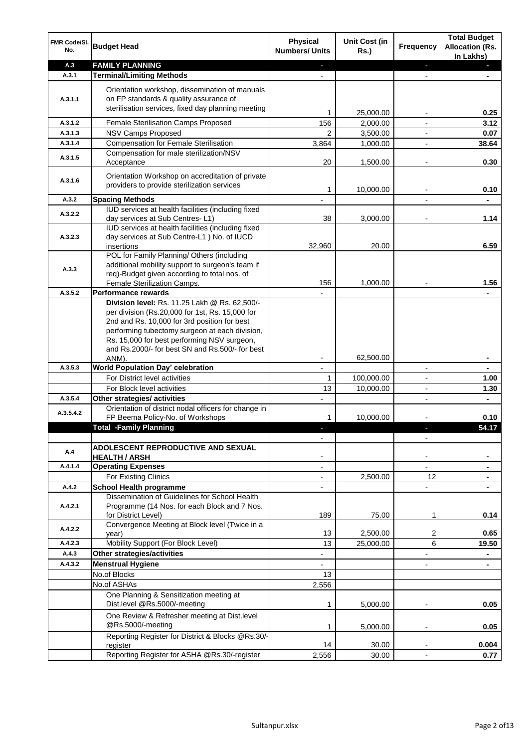| FMR Code/Sl. No. | Budget Head | Physical Numbers/ Units | Unit Cost (in Rs.) | Frequency | Total Budget Allocation (Rs. In Lakhs) |
|---|---|---|---|---|---|
| **A.3** | **FAMILY PLANNING** | - | | - | - |
| **A.3.1** | **Terminal/Limiting Methods** | - | | - | - |
| A.3.1.1 | Orientation workshop, dissemination of manuals on FP standards & quality assurance of sterilisation services, fixed day planning meeting | 1 | 25,000.00 | - | **0.25** |
| A.3.1.2 | Female Sterilisation Camps Proposed | 156 | 2,000.00 | - | **3.12** |
| A.3.1.3 | NSV Camps Proposed | 2 | 3,500.00 | - | **0.07** |
| A.3.1.4 | Compensation for Female Sterilisation | 3,864 | 1,000.00 | - | **38.64** |
| A.3.1.5 | Compensation for male sterilization/NSV Acceptance | 20 | 1,500.00 | - | **0.30** |
| A.3.1.6 | Orientation Workshop on accreditation of private providers to provide sterilization services | 1 | 10,000.00 | - | **0.10** |
| **A.3.2** | **Spacing Methods** | - | | - | - |
| A.3.2.2 | IUD services at health facilities (including fixed day services at Sub Centres- L1) | 38 | 3,000.00 | - | **1.14** |
| A.3.2.3 | IUD services at health facilities (including fixed day services at Sub Centre-L1 ) No. of IUCD insertions | 32,960 | 20.00 | | **6.59** |
| A.3.3 | POL for Family Planning/ Others (including additional mobility support to surgeon's team if req)-Budget given according to total nos. of Female Sterilization Camps. | 156 | 1,000.00 | - | **1.56** |
| **A.3.5.2** | **Performance rewards** | - | | | - |
| | **Division level:** Rs. 11.25 Lakh @ Rs. 62,500/- per division (Rs.20,000 for 1st, Rs. 15,000 for 2nd and Rs. 10,000 for 3rd position for best performing tubectomy surgeon at each division, Rs. 15,000 for best performing NSV surgeon, and Rs.2000/- for best SN and Rs.500/- for best ANM). | - | 62,500.00 | | - |
| **A.3.5.3** | **World Population Day' celebration** | - | | - | - |
| | For District level activities | 1 | 100,000.00 | - | **1.00** |
| | For Block level activities | 13 | 10,000.00 | - | **1.30** |
| **A.3.5.4** | **Other strategies/ activities** | - | | - | - |
| A.3.5.4.2 | Orientation of district nodal officers for change in FP Beema Policy-No. of Workshops | 1 | 10,000.00 | - | **0.10** |
| | **Total -Family Planning** | - | | - | **54.17** |
| | | - | | - | |
| **A.4** | **ADOLESCENT REPRODUCTIVE AND SEXUAL HEALTH / ARSH** | - | | - | - |
| **A.4.1.4** | **Operating Expenses** | - | | - | - |
| | For Existing Clinics | - | 2,500.00 | 12 | - |
| **A.4.2** | **School Health programme** | - | | - | - |
| A.4.2.1 | Dissemination of Guidelines for School Health Programme (14 Nos. for each Block and 7 Nos. for District Level) | 189 | 75.00 | 1 | **0.14** |
| A.4.2.2 | Convergence Meeting at Block level (Twice in a year) | 13 | 2,500.00 | 2 | **0.65** |
| A.4.2.3 | Mobility Support (For Block Level) | 13 | 25,000.00 | 6 | **19.50** |
| **A.4.3** | **Other strategies/activities** | - | | - | - |
| **A.4.3.2** | **Menstrual Hygiene** | - | | - | - |
| | No.of Blocks | 13 | | | |
| | No.of ASHAs | 2,556 | | | |
| | One Planning & Sensitization meeting at Dist.level @Rs.5000/-meeting | 1 | 5,000.00 | - | **0.05** |
| | One Review & Refresher meeting at Dist.level @Rs.5000/-meeting | 1 | 5,000.00 | - | **0.05** |
| | Reporting Register for District & Blocks @Rs.30/- register | 14 | 30.00 | - | **0.004** |
| | Reporting Register for ASHA @Rs.30/-register | 2,556 | 30.00 | - | **0.77** |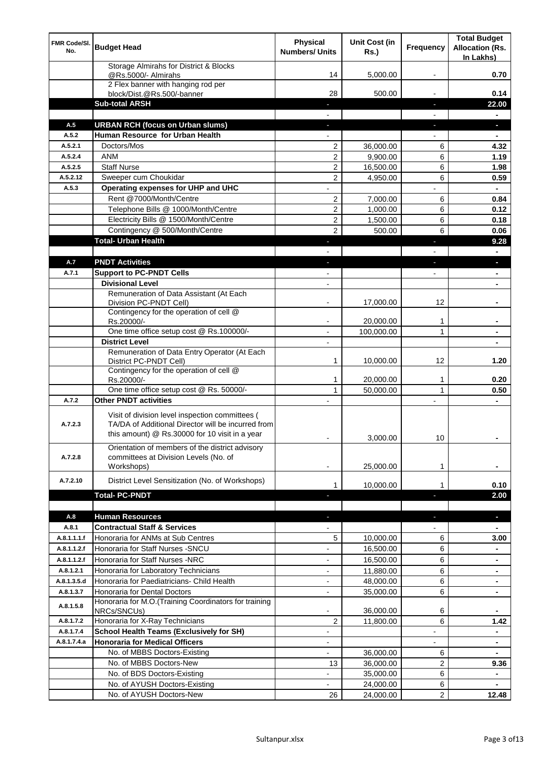| FMR Code/Sl. No. | Budget Head | Physical Numbers/ Units | Unit Cost (in Rs.) | Frequency | Total Budget Allocation (Rs. In Lakhs) |
|---|---|---|---|---|---|
| | Storage Almirahs for District & Blocks @Rs.5000/- Almirahs | 14 | 5,000.00 | - | 0.70 |
| | 2 Flex banner with hanging rod per block/Dist.@Rs.500/-banner | 28 | 500.00 | - | 0.14 |
| | **Sub-total ARSH** | - | | - | **22.00** |
| | | - | | - | - |
| **A.5** | **URBAN RCH (focus on Urban slums)** | - | | - | - |
| **A.5.2** | **Human Resource for Urban Health** | - | | - | - |
| A.5.2.1 | Doctors/Mos | 2 | 36,000.00 | 6 | 4.32 |
| A.5.2.4 | ANM | 2 | 9,900.00 | 6 | 1.19 |
| A.5.2.5 | Staff Nurse | 2 | 16,500.00 | 6 | 1.98 |
| A.5.2.12 | Sweeper cum Choukidar | 2 | 4,950.00 | 6 | 0.59 |
| **A.5.3** | **Operating expenses for UHP and UHC** | - | | - | - |
| | Rent @7000/Month/Centre | 2 | 7,000.00 | 6 | 0.84 |
| | Telephone Bills @ 1000/Month/Centre | 2 | 1,000.00 | 6 | 0.12 |
| | Electricity Bills @ 1500/Month/Centre | 2 | 1,500.00 | 6 | 0.18 |
| | Contingency @ 500/Month/Centre | 2 | 500.00 | 6 | 0.06 |
| | **Total- Urban Health** | - | | - | **9.28** |
| | | - | | - | - |
| **A.7** | **PNDT Activities** | - | | - | - |
| **A.7.1** | **Support to PC-PNDT Cells** | - | | - | - |
| | **Divisional Level** | - | | | - |
| | Remuneration of Data Assistant (At Each Division PC-PNDT Cell) | - | 17,000.00 | 12 | - |
| | Contingency for the operation of cell @ Rs.20000/- | - | 20,000.00 | 1 | - |
| | One time office setup cost @ Rs.100000/- | - | 100,000.00 | 1 | - |
| | **District Level** | - | | | - |
| | Remuneration of Data Entry Operator (At Each District PC-PNDT Cell) | 1 | 10,000.00 | 12 | 1.20 |
| | Contingency for the operation of cell @ Rs.20000/- | 1 | 20,000.00 | 1 | 0.20 |
| | One time office setup cost @ Rs. 50000/- | 1 | 50,000.00 | 1 | 0.50 |
| **A.7.2** | **Other PNDT activities** | - | | - | - |
| A.7.2.3 | Visit of division level inspection committees ( TA/DA of Additional Director will be incurred from this amount) @ Rs.30000 for 10 visit in a year | - | 3,000.00 | 10 | - |
| A.7.2.8 | Orientation of members of the district advisory committees at Division Levels (No. of Workshops) | - | 25,000.00 | 1 | - |
| A.7.2.10 | District Level Sensitization (No. of Workshops) | 1 | 10,000.00 | 1 | 0.10 |
| | **Total- PC-PNDT** | - | | - | **2.00** |
| | | | | | |
| **A.8** | **Human Resources** | - | | - | - |
| **A.8.1** | **Contractual Staff & Services** | - | | - | - |
| A.8.1.1.1.f | Honoraria for ANMs at Sub Centres | 5 | 10,000.00 | 6 | 3.00 |
| A.8.1.1.2.f | Honoraria for Staff Nurses -SNCU | - | 16,500.00 | 6 | - |
| A.8.1.1.2.f | Honoraria for Staff Nurses -NRC | - | 16,500.00 | 6 | - |
| A.8.1.2.1 | Honoraria for Laboratory Technicians | - | 11,880.00 | 6 | - |
| A.8.1.3.5.d | Honoraria for Paediatricians- Child Health | - | 48,000.00 | 6 | - |
| A.8.1.3.7 | Honoraria for Dental Doctors | - | 35,000.00 | 6 | - |
| A.8.1.5.8 | Honoraria for M.O.(Training Coordinators for training NRCs/SNCUs) | - | 36,000.00 | 6 | - |
| A.8.1.7.2 | Honoraria for X-Ray Technicians | 2 | 11,800.00 | 6 | 1.42 |
| **A.8.1.7.4** | **School Health Teams (Exclusively for SH)** | - | | - | - |
| **A.8.1.7.4.a** | **Honoraria for Medical Officers** | - | | - | - |
| | No. of MBBS Doctors-Existing | - | 36,000.00 | 6 | - |
| | No. of MBBS Doctors-New | 13 | 36,000.00 | 2 | 9.36 |
| | No. of BDS Doctors-Existing | - | 35,000.00 | 6 | - |
| | No. of AYUSH Doctors-Existing | - | 24,000.00 | 6 | - |
| | No. of AYUSH Doctors-New | 26 | 24,000.00 | 2 | 12.48 |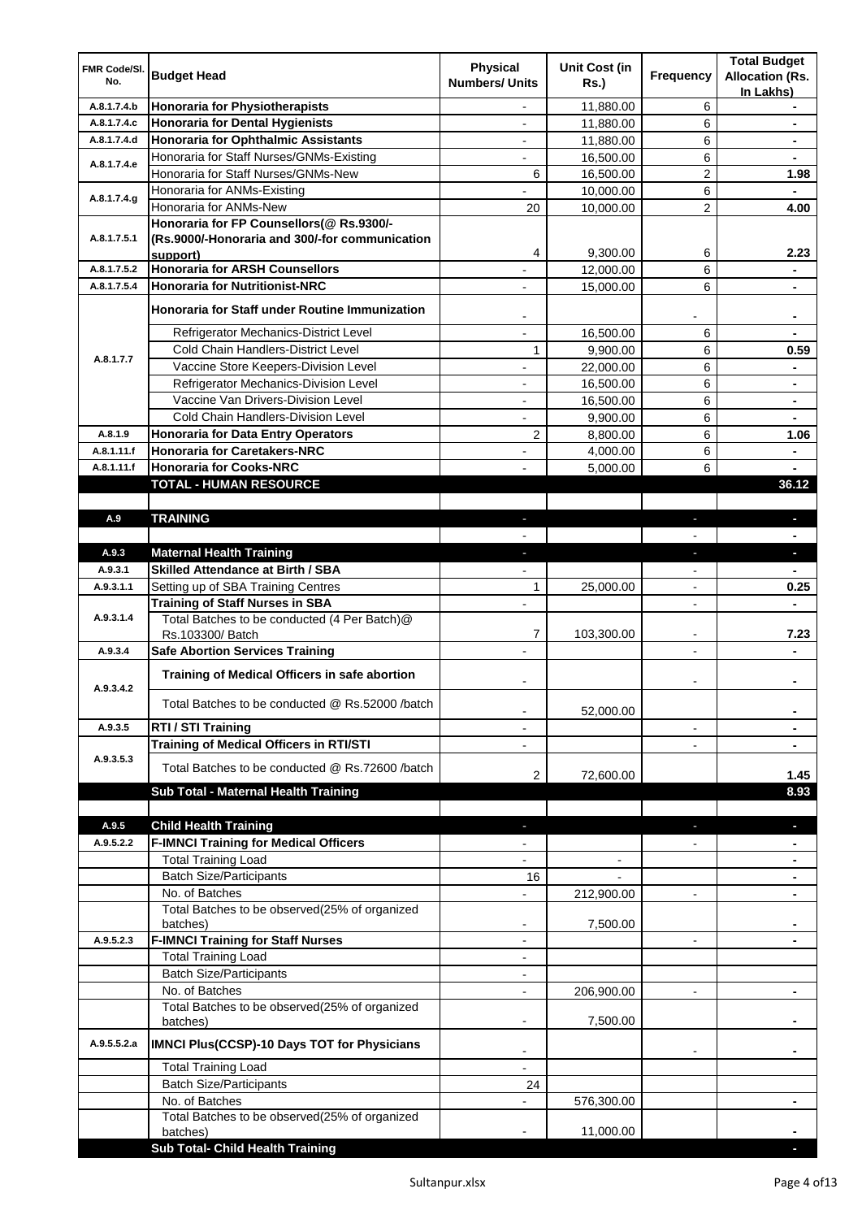| FMR Code/Sl. No. | Budget Head | Physical Numbers/ Units | Unit Cost (in Rs.) | Frequency | Total Budget Allocation (Rs. In Lakhs) |
|---|---|---|---|---|---|
| A.8.1.7.4.b | **Honoraria for Physiotherapists** | - | 11,880.00 | 6 | - |
| A.8.1.7.4.c | **Honoraria for Dental Hygienists** | - | 11,880.00 | 6 | - |
| A.8.1.7.4.d | **Honoraria for Ophthalmic Assistants** | - | 11,880.00 | 6 | - |
| A.8.1.7.4.e | Honoraria for Staff Nurses/GNMs-Existing | - | 16,500.00 | 6 | - |
| | Honoraria for Staff Nurses/GNMs-New | 6 | 16,500.00 | 2 | **1.98** |
| A.8.1.7.4.g | Honoraria for ANMs-Existing | - | 10,000.00 | 6 | - |
| | Honoraria for ANMs-New | 20 | 10,000.00 | 2 | **4.00** |
| A.8.1.7.5.1 | **Honoraria for FP Counsellors(@ Rs.9300/- (Rs.9000/-Honoraria and 300/-for communication support)** | 4 | 9,300.00 | 6 | **2.23** |
| A.8.1.7.5.2 | **Honoraria for ARSH Counsellors** | - | 12,000.00 | 6 | - |
| A.8.1.7.5.4 | **Honoraria for Nutritionist-NRC** | - | 15,000.00 | 6 | - |
| A.8.1.7.7 | **Honoraria for Staff under Routine Immunization** | - | | - | - |
| | Refrigerator Mechanics-District Level | - | 16,500.00 | 6 | - |
| | Cold Chain Handlers-District Level | 1 | 9,900.00 | 6 | **0.59** |
| | Vaccine Store Keepers-Division Level | - | 22,000.00 | 6 | - |
| | Refrigerator Mechanics-Division Level | - | 16,500.00 | 6 | - |
| | Vaccine Van Drivers-Division Level | - | 16,500.00 | 6 | - |
| | Cold Chain Handlers-Division Level | - | 9,900.00 | 6 | - |
| A.8.1.9 | **Honoraria for Data Entry Operators** | 2 | 8,800.00 | 6 | **1.06** |
| A.8.1.11.f | **Honoraria for Caretakers-NRC** | - | 4,000.00 | 6 | - |
| A.8.1.11.f | **Honoraria for Cooks-NRC** | - | 5,000.00 | 6 | - |
| | **TOTAL - HUMAN RESOURCE** | | | | **36.12** |
| | | | | | |
| A.9 | **TRAINING** | - | | - | - |
| | | - | | - | - |
| A.9.3 | **Maternal Health Training** | - | | - | - |
| A.9.3.1 | **Skilled Attendance at Birth / SBA** | - | | - | - |
| A.9.3.1.1 | Setting up of SBA Training Centres | 1 | 25,000.00 | - | **0.25** |
| A.9.3.1.4 | **Training of Staff Nurses in SBA** | - | | - | - |
| | Total Batches to be conducted (4 Per Batch)@ Rs.103300/ Batch | 7 | 103,300.00 | - | **7.23** |
| A.9.3.4 | **Safe Abortion Services Training** | - | | - | - |
| A.9.3.4.2 | **Training of Medical Officers in safe abortion** | - | | - | - |
| | Total Batches to be conducted @ Rs.52000 /batch | - | 52,000.00 | | - |
| A.9.3.5 | **RTI / STI Training** | - | | - | - |
| A.9.3.5.3 | **Training of Medical Officers in RTI/STI** | - | | - | - |
| | Total Batches to be conducted @ Rs.72600 /batch | 2 | 72,600.00 | | **1.45** |
| | **Sub Total - Maternal Health Training** | | | | **8.93** |
| | | | | | |
| A.9.5 | **Child Health Training** | - | | - | - |
| A.9.5.2.2 | **F-IMNCI Training for Medical Officers** | - | | - | - |
| | Total Training Load | - | - | | - |
| | Batch Size/Participants | 16 | - | | - |
| | No. of Batches | - | 212,900.00 | - | - |
| | Total Batches to be observed(25% of organized batches) | - | 7,500.00 | | - |
| A.9.5.2.3 | **F-IMNCI Training for Staff Nurses** | - | | - | - |
| | Total Training Load | - | | | |
| | Batch Size/Participants | - | | | |
| | No. of Batches | - | 206,900.00 | - | - |
| | Total Batches to be observed(25% of organized batches) | - | 7,500.00 | | - |
| A.9.5.5.2.a | **IMNCI Plus(CCSP)-10 Days TOT for Physicians** | - | | - | - |
| | Total Training Load | - | | | |
| | Batch Size/Participants | 24 | | | |
| | No. of Batches | - | 576,300.00 | | - |
| | Total Batches to be observed(25% of organized batches) | - | 11,000.00 | | - |
| | **Sub Total- Child Health Training** | | | | - |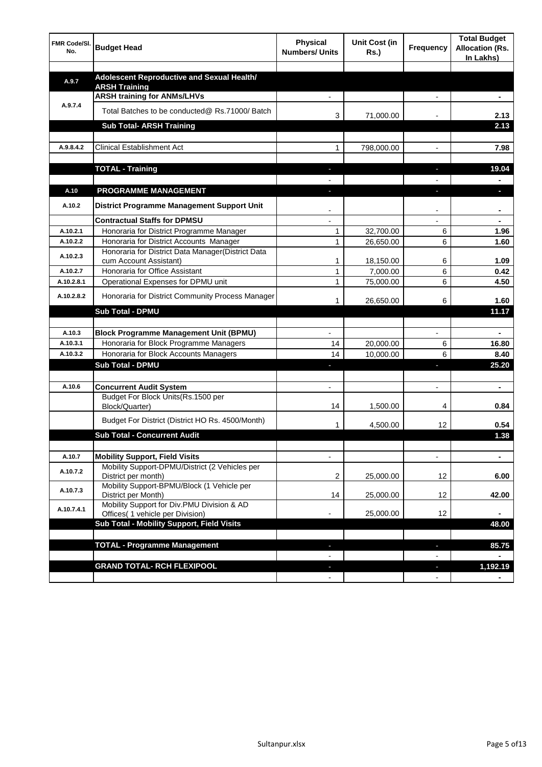| FMR Code/Sl. No. | Budget Head | Physical Numbers/ Units | Unit Cost (in Rs.) | Frequency | Total Budget Allocation (Rs. In Lakhs) |
|---|---|---|---|---|---|
| | | | | | |
| A.9.7 | **Adolescent Reproductive and Sexual Health/ ARSH Training** | | | | |
| A.9.7.4 | **ARSH training for ANMs/LHVs** | - | | - | - |
| | Total Batches to be conducted@ Rs.71000/ Batch | 3 | 71,000.00 | - | 2.13 |
| | **Sub Total- ARSH Training** | | | | **2.13** |
| | | | | | |
| A.9.8.4.2 | Clinical Establishment Act | 1 | 798,000.00 | - | 7.98 |
| | | | | | |
| | **TOTAL - Training** | - | | - | **19.04** |
| | | - | | - | - |
| A.10 | **PROGRAMME MANAGEMENT** | - | | - | - |
| A.10.2 | **District Programme Management Support Unit** | - | | - | - |
| | **Contractual Staffs for DPMSU** | - | | - | - |
| A.10.2.1 | Honoraria for District Programme Manager | 1 | 32,700.00 | 6 | 1.96 |
| A.10.2.2 | Honoraria for District Accounts Manager | 1 | 26,650.00 | 6 | 1.60 |
| A.10.2.3 | Honoraria for District Data Manager(District Data cum Account Assistant) | 1 | 18,150.00 | 6 | 1.09 |
| A.10.2.7 | Honoraria for Office Assistant | 1 | 7,000.00 | 6 | 0.42 |
| A.10.2.8.1 | Operational Expenses for DPMU unit | 1 | 75,000.00 | 6 | 4.50 |
| A.10.2.8.2 | Honoraria for District Community Process Manager | 1 | 26,650.00 | 6 | 1.60 |
| | **Sub Total - DPMU** | | | | **11.17** |
| | | | | | |
| A.10.3 | **Block Programme Management Unit (BPMU)** | - | | - | - |
| A.10.3.1 | Honoraria for Block Programme Managers | 14 | 20,000.00 | 6 | 16.80 |
| A.10.3.2 | Honoraria for Block Accounts Managers | 14 | 10,000.00 | 6 | 8.40 |
| | **Sub Total - DPMU** | - | | - | **25.20** |
| | | | | | |
| A.10.6 | **Concurrent Audit System** | - | | - | - |
| | Budget For Block Units(Rs.1500 per Block/Quarter) | 14 | 1,500.00 | 4 | 0.84 |
| | Budget For District (District HO Rs. 4500/Month) | 1 | 4,500.00 | 12 | 0.54 |
| | **Sub Total - Concurrent Audit** | | | | **1.38** |
| | | | | | |
| A.10.7 | **Mobility Support, Field Visits** | - | | - | - |
| A.10.7.2 | Mobility Support-DPMU/District (2 Vehicles per District per month) | 2 | 25,000.00 | 12 | 6.00 |
| A.10.7.3 | Mobility Support-BPMU/Block (1 Vehicle per District per Month) | 14 | 25,000.00 | 12 | 42.00 |
| A.10.7.4.1 | Mobility Support for Div.PMU Division & AD Offices( 1 vehicle per Division) | - | 25,000.00 | 12 | - |
| | **Sub Total - Mobility Support, Field Visits** | | | | **48.00** |
| | | | | | |
| | **TOTAL - Programme Management** | - | | - | **85.75** |
| | | - | | - | - |
| | **GRAND TOTAL- RCH FLEXIPOOL** | - | | - | **1,192.19** |
| | | - | | - | - |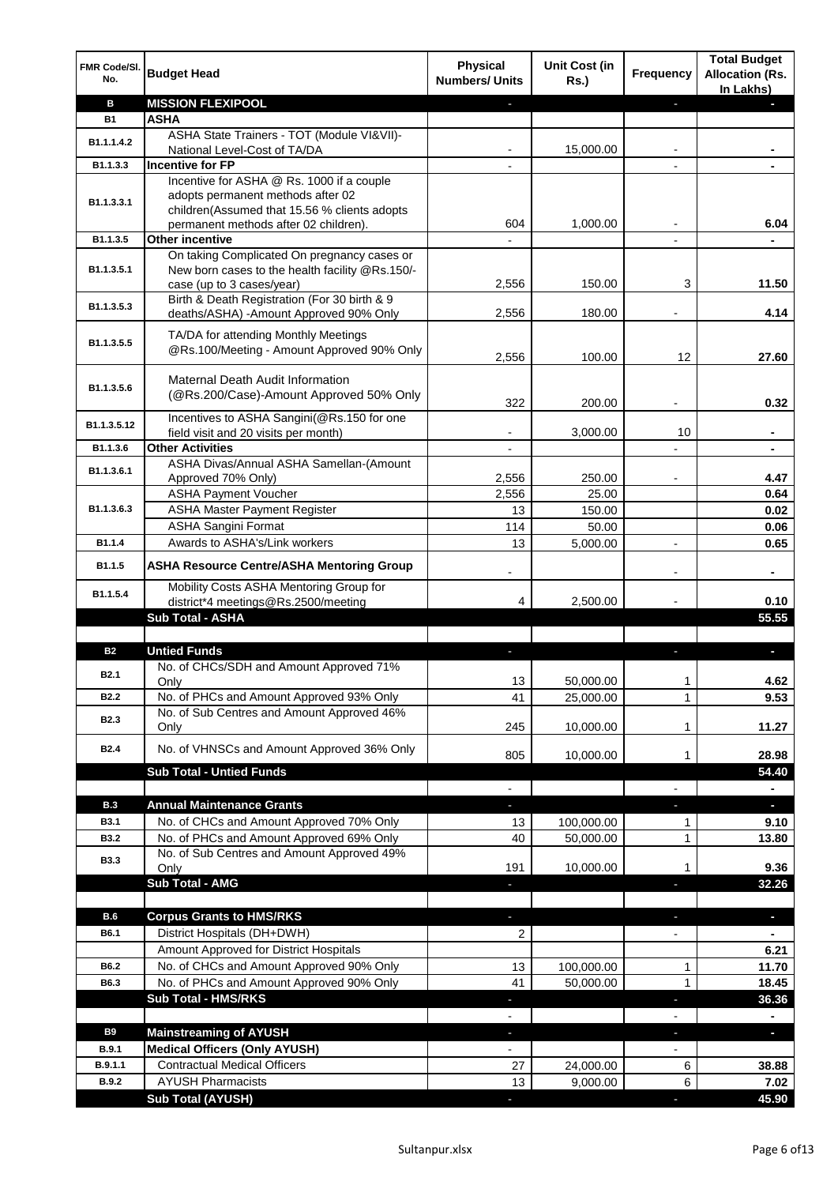| FMR Code/Sl. No. | Budget Head | Physical Numbers/ Units | Unit Cost (in Rs.) | Frequency | Total Budget Allocation (Rs. In Lakhs) |
|---|---|---|---|---|---|
| **B** | **MISSION FLEXIPOOL** | - | | - | - |
| **B1** | **ASHA** | | | | |
| B1.1.1.4.2 | ASHA State Trainers - TOT (Module VI&VII)-National Level-Cost of TA/DA | - | 15,000.00 | - | - |
| B1.1.3.3 | **Incentive for FP** | - | | - | - |
| B1.1.3.3.1 | Incentive for ASHA @ Rs. 1000 if a couple adopts permanent methods after 02 children(Assumed that 15.56 % clients adopts permanent methods after 02 children). | 604 | 1,000.00 | - | 6.04 |
| B1.1.3.5 | **Other incentive** | - | | - | - |
| B1.1.3.5.1 | On taking Complicated On pregnancy cases or New born cases to the health facility @Rs.150/- case (up to 3 cases/year) | 2,556 | 150.00 | 3 | 11.50 |
| B1.1.3.5.3 | Birth & Death Registration (For 30 birth & 9 deaths/ASHA) -Amount Approved 90% Only | 2,556 | 180.00 | - | 4.14 |
| B1.1.3.5.5 | TA/DA for attending Monthly Meetings @Rs.100/Meeting - Amount Approved 90% Only | 2,556 | 100.00 | 12 | 27.60 |
| B1.1.3.5.6 | Maternal Death Audit Information (@Rs.200/Case)-Amount Approved 50% Only | 322 | 200.00 | - | 0.32 |
| B1.1.3.5.12 | Incentives to ASHA Sangini(@Rs.150 for one field visit and 20 visits per month) | - | 3,000.00 | 10 | - |
| B1.1.3.6 | **Other Activities** | - | | - | - |
| B1.1.3.6.1 | ASHA Divas/Annual ASHA Samellan-(Amount Approved 70% Only) | 2,556 | 250.00 | - | 4.47 |
| B1.1.3.6.3 | ASHA Payment Voucher | 2,556 | 25.00 | | 0.64 |
| | ASHA Master Payment Register | 13 | 150.00 | | 0.02 |
| | ASHA Sangini Format | 114 | 50.00 | | 0.06 |
| B1.1.4 | Awards to ASHA's/Link workers | 13 | 5,000.00 | - | 0.65 |
| B1.1.5 | **ASHA Resource Centre/ASHA Mentoring Group** | - | | - | - |
| B1.1.5.4 | Mobility Costs ASHA Mentoring Group for district*4 meetings@Rs.2500/meeting | 4 | 2,500.00 | - | 0.10 |
| | **Sub Total - ASHA** | | | | **55.55** |
| | | | | | |
| **B2** | **Untied Funds** | - | | - | - |
| B2.1 | No. of CHCs/SDH and Amount Approved 71% Only | 13 | 50,000.00 | 1 | 4.62 |
| B2.2 | No. of PHCs and Amount Approved 93% Only | 41 | 25,000.00 | 1 | 9.53 |
| B2.3 | No. of Sub Centres and Amount Approved 46% Only | 245 | 10,000.00 | 1 | 11.27 |
| B2.4 | No. of VHNSCs and Amount Approved 36% Only | 805 | 10,000.00 | 1 | 28.98 |
| | **Sub Total - Untied Funds** | | | | **54.40** |
| | | - | | - | - |
| **B.3** | **Annual Maintenance Grants** | - | | - | - |
| B3.1 | No. of CHCs and Amount Approved 70% Only | 13 | 100,000.00 | 1 | 9.10 |
| B3.2 | No. of PHCs and Amount Approved 69% Only | 40 | 50,000.00 | 1 | 13.80 |
| B3.3 | No. of Sub Centres and Amount Approved 49% Only | 191 | 10,000.00 | 1 | 9.36 |
| | **Sub Total - AMG** | - | | - | **32.26** |
| | | | | | |
| **B.6** | **Corpus Grants to HMS/RKS** | - | | - | - |
| B6.1 | District Hospitals (DH+DWH) | 2 | | - | - |
| | Amount Approved for District Hospitals | | | | 6.21 |
| B6.2 | No. of CHCs and Amount Approved 90% Only | 13 | 100,000.00 | 1 | 11.70 |
| B6.3 | No. of PHCs and Amount Approved 90% Only | 41 | 50,000.00 | 1 | 18.45 |
| | **Sub Total - HMS/RKS** | - | | - | **36.36** |
| | | - | | - | - |
| **B9** | **Mainstreaming of AYUSH** | - | | - | - |
| B.9.1 | **Medical Officers (Only AYUSH)** | - | | - | |
| B.9.1.1 | Contractual Medical Officers | 27 | 24,000.00 | 6 | 38.88 |
| B.9.2 | AYUSH Pharmacists | 13 | 9,000.00 | 6 | 7.02 |
| | **Sub Total (AYUSH)** | - | | - | **45.90** |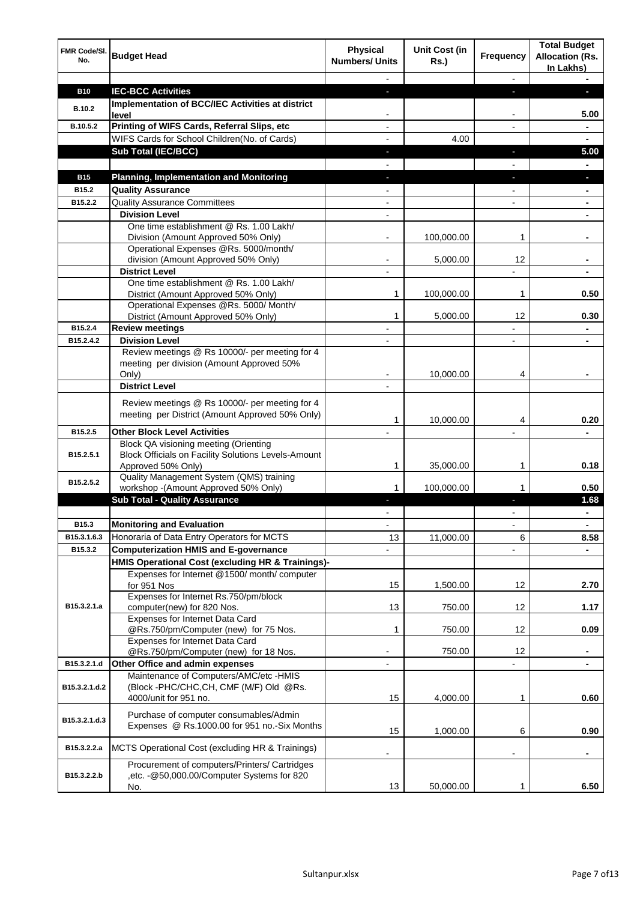| FMR Code/Sl. No. | Budget Head | Physical Numbers/ Units | Unit Cost (in Rs.) | Frequency | Total Budget Allocation (Rs. In Lakhs) |
|---|---|---|---|---|---|
| | | - | | - | - |
| B10 | **IEC-BCC Activities** | - | | - | - |
| B.10.2 | **Implementation of BCC/IEC Activities at district level** | - | | - | 5.00 |
| B.10.5.2 | **Printing of WIFS Cards, Referral Slips, etc** | - | | - | - |
| | WIFS Cards for School Children(No. of Cards) | - | 4.00 | | - |
| | **Sub Total (IEC/BCC)** | - | | - | 5.00 |
| | | - | | - | - |
| B15 | **Planning, Implementation and Monitoring** | - | | - | - |
| B15.2 | **Quality Assurance** | - | | - | - |
| B15.2.2 | Quality Assurance Committees | - | | - | - |
| | **Division Level** | - | | | - |
| | One time establishment @ Rs. 1.00 Lakh/ Division (Amount Approved 50% Only) | - | 100,000.00 | 1 | - |
| | Operational Expenses @Rs. 5000/month/ division (Amount Approved 50% Only) | - | 5,000.00 | 12 | - |
| | **District Level** | - | | - | - |
| | One time establishment @ Rs. 1.00 Lakh/ District (Amount Approved 50% Only) | 1 | 100,000.00 | 1 | 0.50 |
| | Operational Expenses @Rs. 5000/ Month/ District (Amount Approved 50% Only) | 1 | 5,000.00 | 12 | 0.30 |
| B15.2.4 | **Review meetings** | - | | - | - |
| B15.2.4.2 | **Division Level** | - | | - | - |
| | Review meetings @ Rs 10000/- per meeting for 4 meeting per division (Amount Approved 50% Only) | - | 10,000.00 | 4 | - |
| | **District Level** | - | | | |
| | Review meetings @ Rs 10000/- per meeting for 4 meeting per District (Amount Approved 50% Only) | 1 | 10,000.00 | 4 | 0.20 |
| B15.2.5 | **Other Block Level Activities** | - | | - | - |
| B15.2.5.1 | Block QA visioning meeting (Orienting Block Officials on Facility Solutions Levels-Amount Approved 50% Only) | 1 | 35,000.00 | 1 | 0.18 |
| B15.2.5.2 | Quality Management System (QMS) training workshop -(Amount Approved 50% Only) | 1 | 100,000.00 | 1 | 0.50 |
| | **Sub Total - Quality Assurance** | - | | - | 1.68 |
| | | - | | - | - |
| B15.3 | **Monitoring and Evaluation** | - | | - | - |
| B15.3.1.6.3 | Honoraria of Data Entry Operators for MCTS | 13 | 11,000.00 | 6 | 8.58 |
| B15.3.2 | **Computerization HMIS and E-governance** | - | | - | - |
| | **HMIS Operational Cost (excluding HR & Trainings)-** | | | | |
| B15.3.2.1.a | Expenses for Internet @1500/ month/ computer for 951 Nos | 15 | 1,500.00 | 12 | 2.70 |
| | Expenses for Internet Rs.750/pm/block computer(new) for 820 Nos. | 13 | 750.00 | 12 | 1.17 |
| | Expenses for Internet Data Card @Rs.750/pm/Computer (new) for 75 Nos. | 1 | 750.00 | 12 | 0.09 |
| | Expenses for Internet Data Card @Rs.750/pm/Computer (new) for 18 Nos. | - | 750.00 | 12 | - |
| B15.3.2.1.d | **Other Office and admin expenses** | - | | - | - |
| B15.3.2.1.d.2 | Maintenance of Computers/AMC/etc -HMIS (Block -PHC/CHC,CH, CMF (M/F) Old @Rs. 4000/unit for 951 no. | 15 | 4,000.00 | 1 | 0.60 |
| B15.3.2.1.d.3 | Purchase of computer consumables/Admin Expenses @ Rs.1000.00 for 951 no.-Six Months | 15 | 1,000.00 | 6 | 0.90 |
| B15.3.2.2.a | MCTS Operational Cost (excluding HR & Trainings) | - | | - | - |
| B15.3.2.2.b | Procurement of computers/Printers/ Cartridges ,etc. -@50,000.00/Computer Systems for 820 No. | 13 | 50,000.00 | 1 | 6.50 |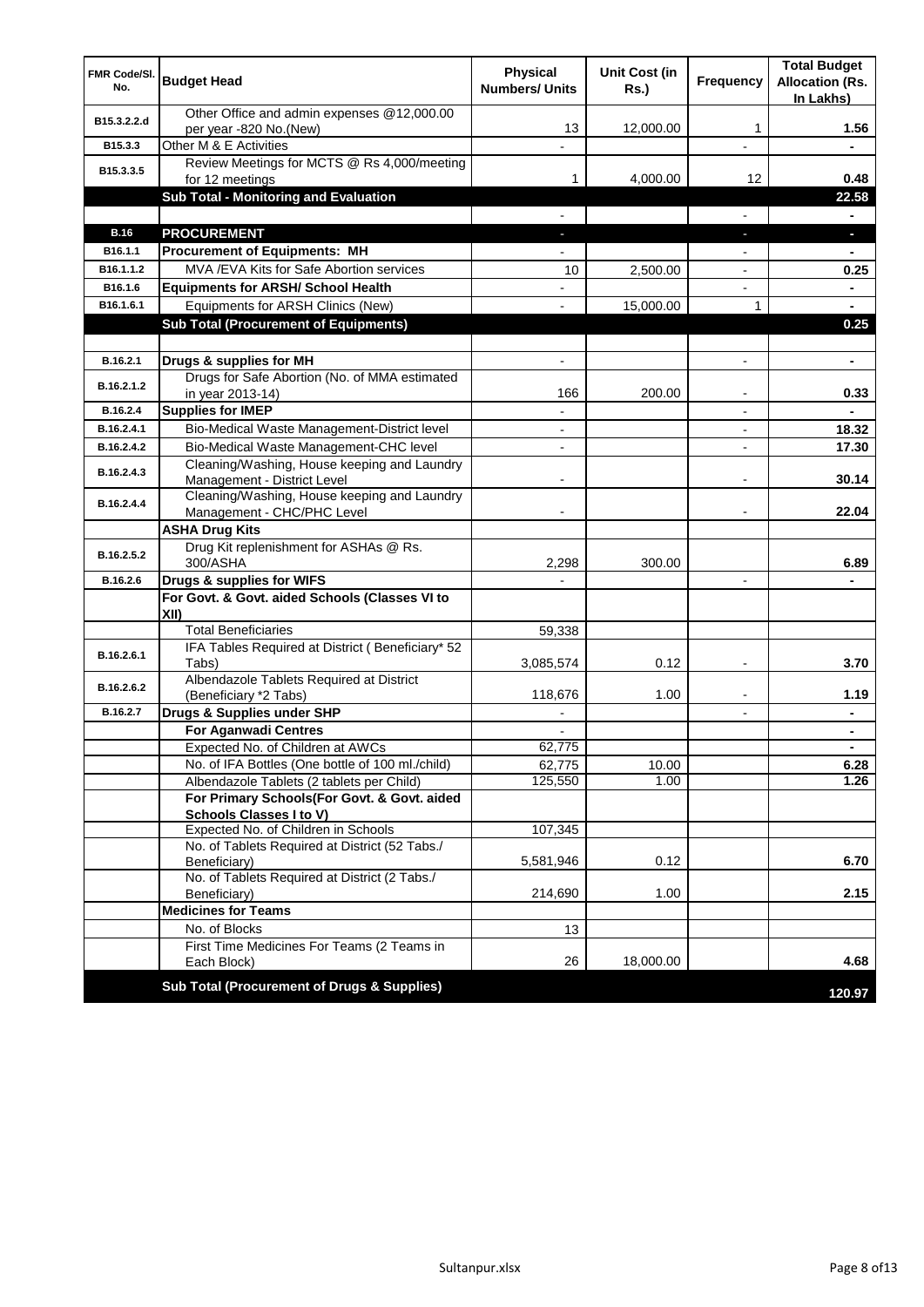| FMR Code/Sl. No. | Budget Head | Physical Numbers/ Units | Unit Cost (in Rs.) | Frequency | Total Budget Allocation (Rs. In Lakhs) |
|---|---|---|---|---|---|
| B15.3.2.2.d | Other Office and admin expenses @12,000.00 per year -820 No.(New) | 13 | 12,000.00 | 1 | 1.56 |
| B15.3.3 | Other M & E Activities | - | | - | - |
| B15.3.3.5 | Review Meetings for MCTS @ Rs 4,000/meeting for 12 meetings | 1 | 4,000.00 | 12 | 0.48 |
| | **Sub Total - Monitoring and Evaluation** | | | | **22.58** |
| | | - | | - | - |
| **B.16** | **PROCUREMENT** | - | | - | - |
| B16.1.1 | **Procurement of Equipments: MH** | - | | - | - |
| B16.1.1.2 | MVA /EVA Kits for Safe Abortion services | 10 | 2,500.00 | - | 0.25 |
| B16.1.6 | **Equipments for ARSH/ School Health** | - | | - | - |
| B16.1.6.1 | Equipments for ARSH Clinics (New) | - | 15,000.00 | 1 | - |
| | **Sub Total (Procurement of Equipments)** | | | | **0.25** |
| | | | | | |
| B.16.2.1 | **Drugs & supplies for MH** | - | | - | - |
| B.16.2.1.2 | Drugs for Safe Abortion (No. of MMA estimated in year 2013-14) | 166 | 200.00 | - | 0.33 |
| B.16.2.4 | **Supplies for IMEP** | - | | - | - |
| B.16.2.4.1 | Bio-Medical Waste Management-District level | - | | - | 18.32 |
| B.16.2.4.2 | Bio-Medical Waste Management-CHC level | - | | - | 17.30 |
| B.16.2.4.3 | Cleaning/Washing, House keeping and Laundry Management - District Level | - | | - | 30.14 |
| B.16.2.4.4 | Cleaning/Washing, House keeping and Laundry Management - CHC/PHC Level | - | | - | 22.04 |
| | **ASHA Drug Kits** | | | | |
| B.16.2.5.2 | Drug Kit replenishment for ASHAs @ Rs. 300/ASHA | 2,298 | 300.00 | | 6.89 |
| B.16.2.6 | **Drugs & supplies for WIFS** | - | | - | - |
| | **For Govt. & Govt. aided Schools (Classes VI to XII)** | | | | |
| | Total Beneficiaries | 59,338 | | | |
| B.16.2.6.1 | IFA Tables Required at District ( Beneficiary* 52 Tabs) | 3,085,574 | 0.12 | - | 3.70 |
| B.16.2.6.2 | Albendazole Tablets Required at District (Beneficiary *2 Tabs) | 118,676 | 1.00 | - | 1.19 |
| B.16.2.7 | **Drugs & Supplies under SHP** | - | | - | - |
| | **For Aganwadi Centres** | - | | | - |
| | Expected No. of Children at AWCs | 62,775 | | | - |
| | No. of IFA Bottles (One bottle of 100 ml./child) | 62,775 | 10.00 | | 6.28 |
| | Albendazole Tablets (2 tablets per Child) | 125,550 | 1.00 | | 1.26 |
| | **For Primary Schools(For Govt. & Govt. aided Schools Classes I to V)** | | | | |
| | Expected No. of Children in Schools | 107,345 | | | |
| | No. of Tablets Required at District (52 Tabs./ Beneficiary) | 5,581,946 | 0.12 | | 6.70 |
| | No. of Tablets Required at District (2 Tabs./ Beneficiary) | 214,690 | 1.00 | | 2.15 |
| | **Medicines for Teams** | | | | |
| | No. of Blocks | 13 | | | |
| | First Time Medicines For Teams (2 Teams in Each Block) | 26 | 18,000.00 | | 4.68 |
| | **Sub Total (Procurement of Drugs & Supplies)** | | | | **120.97** |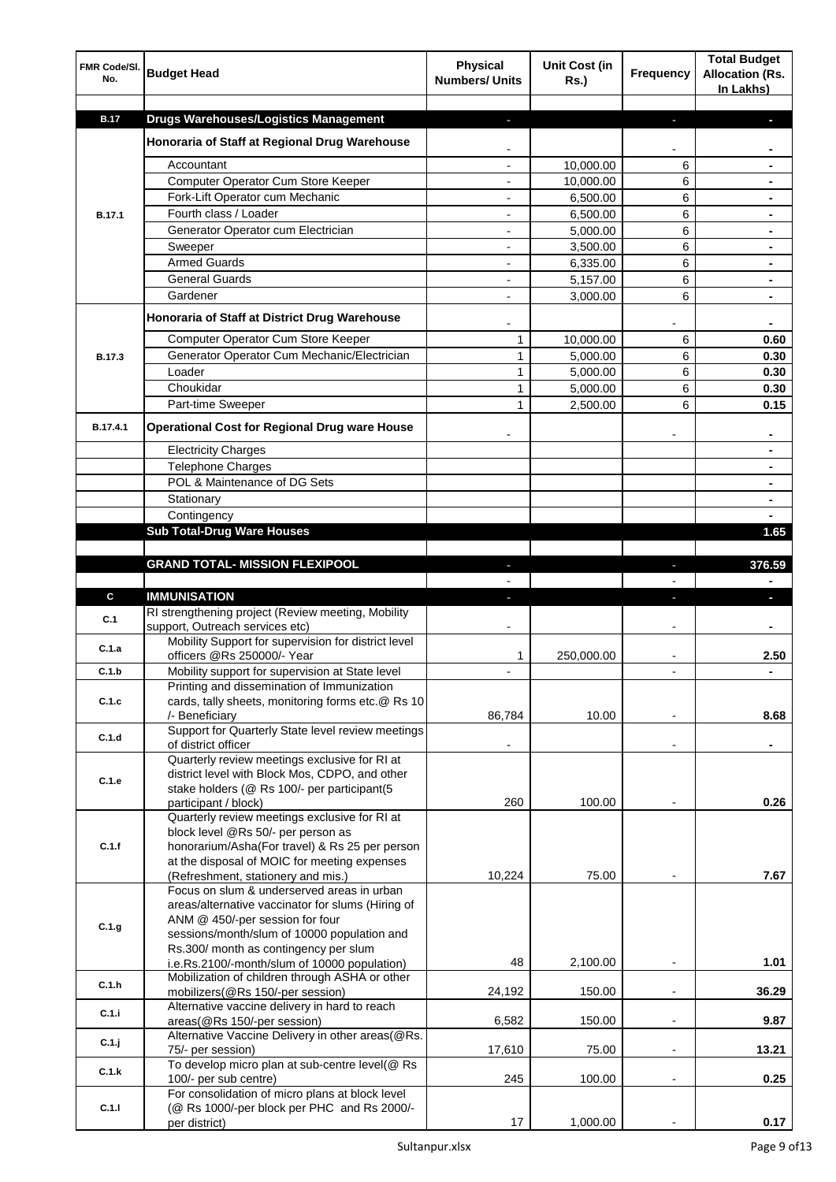| FMR Code/Sl. No. | Budget Head | Physical Numbers/ Units | Unit Cost (in Rs.) | Frequency | Total Budget Allocation (Rs. In Lakhs) |
|---|---|---|---|---|---|
| | | | | | |
| **B.17** | **Drugs Warehouses/Logistics Management** | - | | - | - |
| B.17.1 | **Honoraria of Staff at Regional Drug Warehouse** | - | | - | - |
| | Accountant | - | 10,000.00 | 6 | - |
| | Computer Operator Cum Store Keeper | - | 10,000.00 | 6 | - |
| | Fork-Lift Operator cum Mechanic | - | 6,500.00 | 6 | - |
| | Fourth class / Loader | - | 6,500.00 | 6 | - |
| | Generator Operator cum Electrician | - | 5,000.00 | 6 | - |
| | Sweeper | - | 3,500.00 | 6 | - |
| | Armed Guards | - | 6,335.00 | 6 | - |
| | General Guards | - | 5,157.00 | 6 | - |
| | Gardener | - | 3,000.00 | 6 | - |
| B.17.3 | **Honoraria of Staff at District Drug Warehouse** | - | | - | - |
| | Computer Operator Cum Store Keeper | 1 | 10,000.00 | 6 | **0.60** |
| | Generator Operator Cum Mechanic/Electrician | 1 | 5,000.00 | 6 | **0.30** |
| | Loader | 1 | 5,000.00 | 6 | **0.30** |
| | Choukidar | 1 | 5,000.00 | 6 | **0.30** |
| | Part-time Sweeper | 1 | 2,500.00 | 6 | **0.15** |
| B.17.4.1 | **Operational Cost for Regional Drug ware House** | - | | - | - |
| | Electricity Charges | | | | - |
| | Telephone Charges | | | | - |
| | POL & Maintenance of DG Sets | | | | - |
| | Stationary | | | | - |
| | Contingency | | | | - |
| | **Sub Total-Drug Ware Houses** | | | | **1.65** |
| | | | | | |
| | **GRAND TOTAL- MISSION FLEXIPOOL** | - | | - | **376.59** |
| | | - | | - | - |
| **C** | **IMMUNISATION** | - | | - | - |
| C.1 | RI strengthening project (Review meeting, Mobility support, Outreach services etc) | - | | - | - |
| C.1.a | Mobility Support for supervision for district level officers @Rs 250000/- Year | 1 | 250,000.00 | - | **2.50** |
| C.1.b | Mobility support for supervision at State level | - | | - | - |
| C.1.c | Printing and dissemination of Immunization cards, tally sheets, monitoring forms etc.@ Rs 10 /- Beneficiary | 86,784 | 10.00 | - | **8.68** |
| C.1.d | Support for Quarterly State level review meetings of district officer | - | | - | - |
| C.1.e | Quarterly review meetings exclusive for RI at district level with Block Mos, CDPO, and other stake holders (@ Rs 100/- per participant(5 participant / block) | 260 | 100.00 | - | **0.26** |
| C.1.f | Quarterly review meetings exclusive for RI at block level @Rs 50/- per person as honorarium/Asha(For travel) & Rs 25 per person at the disposal of MOIC for meeting expenses (Refreshment, stationery and mis.) | 10,224 | 75.00 | - | **7.67** |
| C.1.g | Focus on slum & underserved areas in urban areas/alternative vaccinator for slums (Hiring of ANM @ 450/-per session for four sessions/month/slum of 10000 population and Rs.300/ month as contingency per slum i.e.Rs.2100/-month/slum of 10000 population) | 48 | 2,100.00 | - | **1.01** |
| C.1.h | Mobilization of children through ASHA or other mobilizers(@Rs 150/-per session) | 24,192 | 150.00 | - | **36.29** |
| C.1.i | Alternative vaccine delivery in hard to reach areas(@Rs 150/-per session) | 6,582 | 150.00 | - | **9.87** |
| C.1.j | Alternative Vaccine Delivery in other areas(@Rs. 75/- per session) | 17,610 | 75.00 | - | **13.21** |
| C.1.k | To develop micro plan at sub-centre level(@ Rs 100/- per sub centre) | 245 | 100.00 | - | **0.25** |
| C.1.l | For consolidation of micro plans at block level (@ Rs 1000/-per block per PHC and Rs 2000/- per district) | 17 | 1,000.00 | - | **0.17** |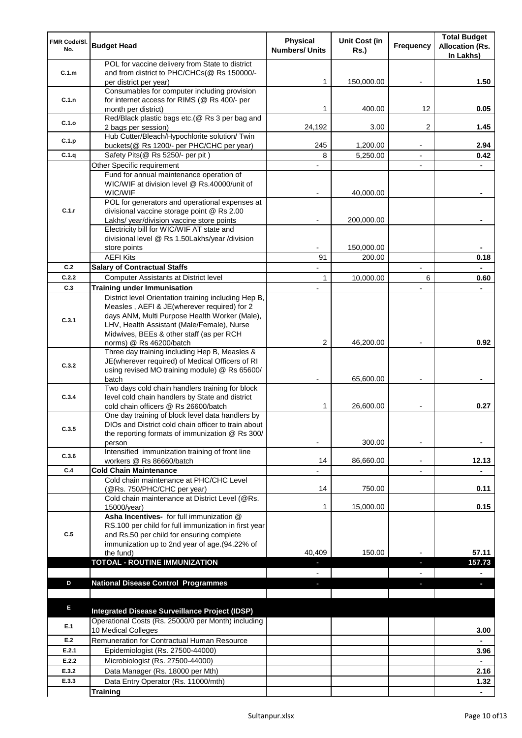| FMR Code/Sl. No. | Budget Head | Physical Numbers/ Units | Unit Cost (in Rs.) | Frequency | Total Budget Allocation (Rs. In Lakhs) |
|---|---|---|---|---|---|
| C.1.m | POL for vaccine delivery from State to district and from district to PHC/CHCs(@ Rs 150000/- per district per year) | 1 | 150,000.00 | - | 1.50 |
| C.1.n | Consumables for computer including provision for internet access for RIMS (@ Rs 400/- per month per district) | 1 | 400.00 | 12 | 0.05 |
| C.1.o | Red/Black plastic bags etc.(@ Rs 3 per bag and 2 bags per session) | 24,192 | 3.00 | 2 | 1.45 |
| C.1.p | Hub Cutter/Bleach/Hypochlorite solution/ Twin buckets(@ Rs 1200/- per PHC/CHC per year) | 245 | 1,200.00 | - | 2.94 |
| C.1.q | Safety Pits(@ Rs 5250/- per pit ) | 8 | 5,250.00 | - | 0.42 |
| C.1.r | Other Specific requirement | - | | - | - |
| | Fund for annual maintenance operation of WIC/WIF at division level @ Rs.40000/unit of WIC/WIF | - | 40,000.00 | | - |
| | POL for generators and operational expenses at divisional vaccine storage point @ Rs 2.00 Lakhs/ year/division vaccine store points | - | 200,000.00 | | - |
| | Electricity bill for WIC/WIF AT state and divisional level @ Rs 1.50Lakhs/year /division store points | - | 150,000.00 | | - |
| | AEFI Kits | 91 | 200.00 | | 0.18 |
| C.2 | **Salary of Contractual Staffs** | - | | - | - |
| C.2.2 | Computer Assistants at District level | 1 | 10,000.00 | 6 | 0.60 |
| C.3 | **Training under Immunisation** | - | | - | - |
| C.3.1 | District level Orientation training including Hep B, Measles , AEFI & JE(wherever required) for 2 days ANM, Multi Purpose Health Worker (Male), LHV, Health Assistant (Male/Female), Nurse Midwives, BEEs & other staff (as per RCH norms) @ Rs 46200/batch | 2 | 46,200.00 | - | 0.92 |
| C.3.2 | Three day training including Hep B, Measles & JE(wherever required) of Medical Officers of RI using revised MO training module) @ Rs 65600/ batch | - | 65,600.00 | - | - |
| C.3.4 | Two days cold chain handlers training for block level cold chain handlers by State and district cold chain officers @ Rs 26600/batch | 1 | 26,600.00 | - | 0.27 |
| C.3.5 | One day training of block level data handlers by DIOs and District cold chain officer to train about the reporting formats of immunization @ Rs 300/ person | - | 300.00 | - | - |
| C.3.6 | Intensified immunization training of front line workers @ Rs 86660/batch | 14 | 86,660.00 | - | 12.13 |
| C.4 | **Cold Chain Maintenance** | - | | - | - |
| | Cold chain maintenance at PHC/CHC Level (@Rs. 750/PHC/CHC per year) | 14 | 750.00 | | 0.11 |
| | Cold chain maintenance at District Level (@Rs. 15000/year) | 1 | 15,000.00 | | 0.15 |
| C.5 | **Asha Incentives-** for full immunization @ RS.100 per child for full immunization in first year and Rs.50 per child for ensuring complete immunization up to 2nd year of age.(94.22% of the fund) | 40,409 | 150.00 | - | 57.11 |
| | **TOTOAL - ROUTINE IMMUNIZATION** | - | | - | **157.73** |
| | | - | | - | - |
| D | **National Disease Control Programmes** | - | | - | - |
| | | | | | |
| E | **Integrated Disease Surveillance Project (IDSP)** | | | | |
| E.1 | Operational Costs (Rs. 25000/0 per Month) including 10 Medical Colleges | | | | 3.00 |
| E.2 | Remuneration for Contractual Human Resource | | | | - |
| E.2.1 | Epidemiologist (Rs. 27500-44000) | | | | 3.96 |
| E.2.2 | Microbiologist (Rs. 27500-44000) | | | | - |
| E.3.2 | Data Manager (Rs. 18000 per Mth) | | | | 2.16 |
| E.3.3 | Data Entry Operator (Rs. 11000/mth) | | | | 1.32 |
| | **Training** | | | | - |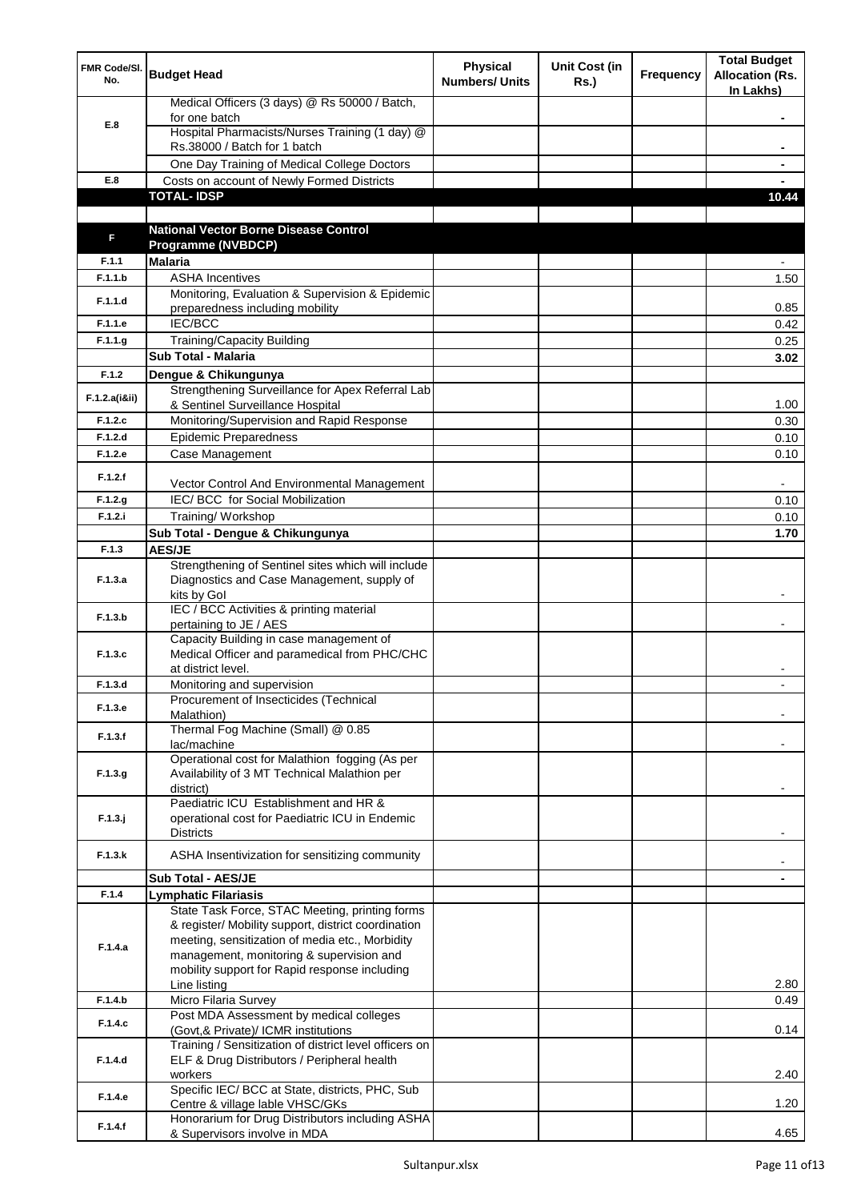| FMR Code/Sl. No. | Budget Head | Physical Numbers/ Units | Unit Cost (in Rs.) | Frequency | Total Budget Allocation (Rs. In Lakhs) |
|---|---|---|---|---|---|
| E.8 | Medical Officers (3 days) @ Rs 50000 / Batch, for one batch | | | | - |
| | Hospital Pharmacists/Nurses Training (1 day) @ Rs.38000 / Batch for 1 batch | | | | - |
| | One Day Training of Medical College Doctors | | | | - |
| E.8 | Costs on account of Newly Formed Districts | | | | - |
| | **TOTAL- IDSP** | | | | **10.44** |
| | | | | | |
| **F** | **National Vector Borne Disease Control Programme (NVBDCP)** | | | | |
| F.1.1 | **Malaria** | | | | - |
| F.1.1.b | ASHA Incentives | | | | 1.50 |
| F.1.1.d | Monitoring, Evaluation & Supervision & Epidemic preparedness including mobility | | | | 0.85 |
| F.1.1.e | IEC/BCC | | | | 0.42 |
| F.1.1.g | Training/Capacity Building | | | | 0.25 |
| | **Sub Total - Malaria** | | | | **3.02** |
| F.1.2 | **Dengue & Chikungunya** | | | | |
| F.1.2.a(i&ii) | Strengthening Surveillance for Apex Referral Lab & Sentinel Surveillance Hospital | | | | 1.00 |
| F.1.2.c | Monitoring/Supervision and Rapid Response | | | | 0.30 |
| F.1.2.d | Epidemic Preparedness | | | | 0.10 |
| F.1.2.e | Case Management | | | | 0.10 |
| F.1.2.f | Vector Control And Environmental Management | | | | - |
| F.1.2.g | IEC/ BCC for Social Mobilization | | | | 0.10 |
| F.1.2.i | Training/ Workshop | | | | 0.10 |
| | **Sub Total - Dengue & Chikungunya** | | | | **1.70** |
| F.1.3 | **AES/JE** | | | | |
| F.1.3.a | Strengthening of Sentinel sites which will include Diagnostics and Case Management, supply of kits by GoI | | | | - |
| F.1.3.b | IEC / BCC Activities & printing material pertaining to JE / AES | | | | - |
| F.1.3.c | Capacity Building in case management of Medical Officer and paramedical from PHC/CHC at district level. | | | | - |
| F.1.3.d | Monitoring and supervision | | | | - |
| F.1.3.e | Procurement of Insecticides (Technical Malathion) | | | | - |
| F.1.3.f | Thermal Fog Machine (Small) @ 0.85 lac/machine | | | | - |
| F.1.3.g | Operational cost for Malathion fogging (As per Availability of 3 MT Technical Malathion per district) | | | | - |
| F.1.3.j | Paediatric ICU Establishment and HR & operational cost for Paediatric ICU in Endemic Districts | | | | - |
| F.1.3.k | ASHA Insentivization for sensitizing community | | | | - |
| | **Sub Total - AES/JE** | | | | **-** |
| F.1.4 | **Lymphatic Filariasis** | | | | |
| F.1.4.a | State Task Force, STAC Meeting, printing forms & register/ Mobility support, district coordination meeting, sensitization of media etc., Morbidity management, monitoring & supervision and mobility support for Rapid response including Line listing | | | | 2.80 |
| F.1.4.b | Micro Filaria Survey | | | | 0.49 |
| F.1.4.c | Post MDA Assessment by medical colleges (Govt,& Private)/ ICMR institutions | | | | 0.14 |
| F.1.4.d | Training / Sensitization of district level officers on ELF & Drug Distributors / Peripheral health workers | | | | 2.40 |
| F.1.4.e | Specific IEC/ BCC at State, districts, PHC, Sub Centre & village lable VHSC/GKs | | | | 1.20 |
| F.1.4.f | Honorarium for Drug Distributors including ASHA & Supervisors involve in MDA | | | | 4.65 |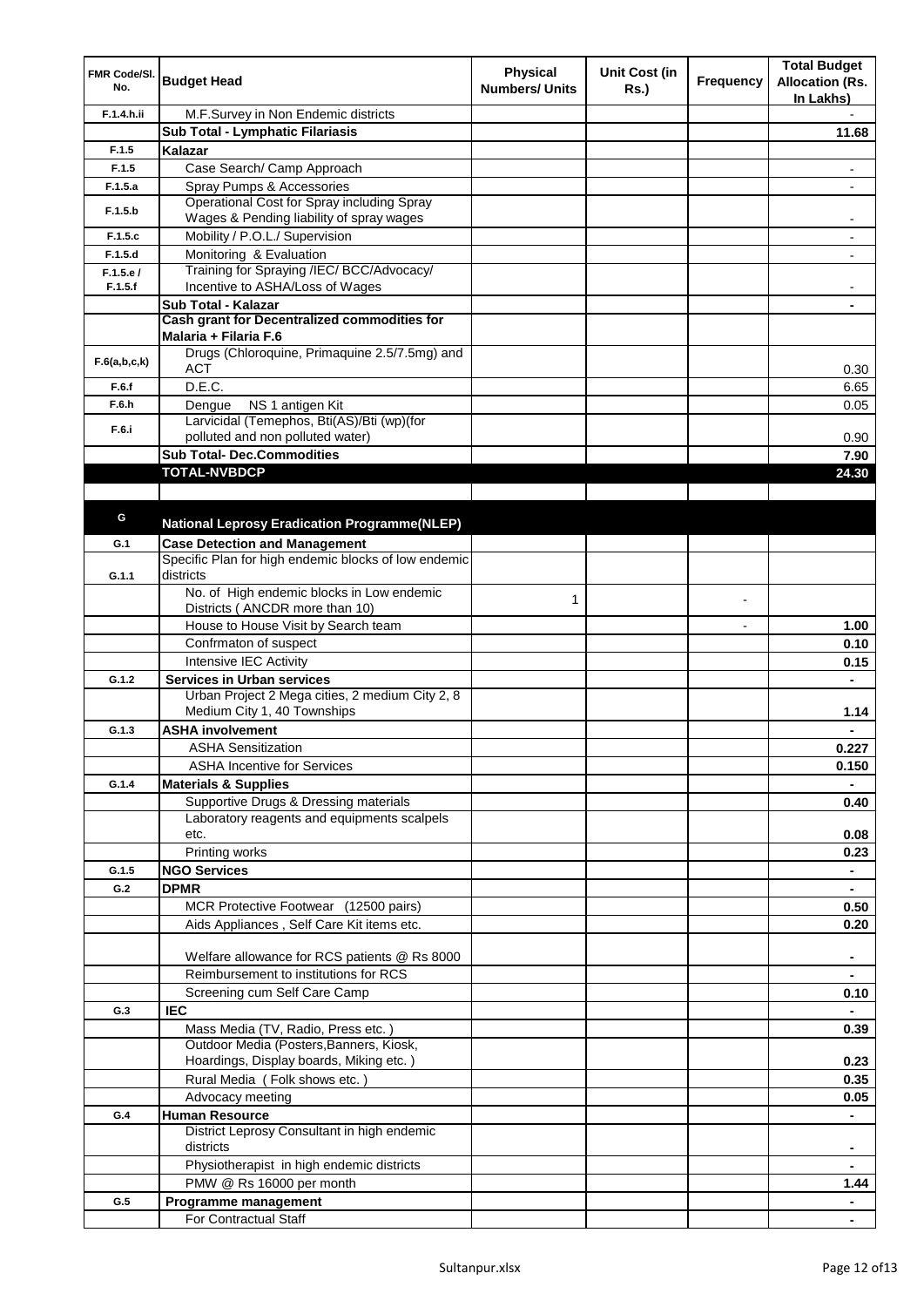| FMR Code/Sl. No. | Budget Head | Physical Numbers/ Units | Unit Cost (in Rs.) | Frequency | Total Budget Allocation (Rs. In Lakhs) |
|---|---|---|---|---|---|
| F.1.4.h.ii | M.F.Survey in Non Endemic districts | | | | - |
| | **Sub Total - Lymphatic Filariasis** | | | | **11.68** |
| F.1.5 | **Kalazar** | | | | |
| F.1.5 | Case Search/ Camp Approach | | | | - |
| F.1.5.a | Spray Pumps & Accessories | | | | - |
| F.1.5.b | Operational Cost for Spray including Spray Wages & Pending liability of spray wages | | | | - |
| F.1.5.c | Mobility / P.O.L./ Supervision | | | | - |
| F.1.5.d | Monitoring & Evaluation | | | | - |
| F.1.5.e / F.1.5.f | Training for Spraying /IEC/ BCC/Advocacy/ Incentive to ASHA/Loss of Wages | | | | - |
| | **Sub Total - Kalazar** | | | | **-** |
| | **Cash grant for Decentralized commodities for Malaria + Filaria F.6** | | | | |
| F.6(a,b,c,k) | Drugs (Chloroquine, Primaquine 2.5/7.5mg) and ACT | | | | 0.30 |
| F.6.f | D.E.C. | | | | 6.65 |
| F.6.h | Dengue NS 1 antigen Kit | | | | 0.05 |
| F.6.i | Larvicidal (Temephos, Bti(AS)/Bti (wp)(for polluted and non polluted water) | | | | 0.90 |
| | **Sub Total- Dec.Commodities** | | | | **7.90** |
| | **TOTAL-NVBDCP** | | | | **24.30** |
| | | | | | |
| G | **National Leprosy Eradication Programme(NLEP)** | | | | |
| G.1 | **Case Detection and Management** | | | | |
| G.1.1 | Specific Plan for high endemic blocks of low endemic districts | | | | |
| | No. of High endemic blocks in Low endemic Districts ( ANCDR more than 10) | 1 | | - | |
| | House to House Visit by Search team | | | - | **1.00** |
| | Confrmaton of suspect | | | | **0.10** |
| | Intensive IEC Activity | | | | **0.15** |
| G.1.2 | **Services in Urban services** | | | | **-** |
| | Urban Project 2 Mega cities, 2 medium City 2, 8 Medium City 1, 40 Townships | | | | **1.14** |
| G.1.3 | **ASHA involvement** | | | | **-** |
| | ASHA Sensitization | | | | **0.227** |
| | ASHA Incentive for Services | | | | **0.150** |
| G.1.4 | **Materials & Supplies** | | | | **-** |
| | Supportive Drugs & Dressing materials | | | | **0.40** |
| | Laboratory reagents and equipments scalpels etc. | | | | **0.08** |
| | Printing works | | | | **0.23** |
| G.1.5 | **NGO Services** | | | | **-** |
| G.2 | **DPMR** | | | | **-** |
| | MCR Protective Footwear (12500 pairs) | | | | **0.50** |
| | Aids Appliances , Self Care Kit items etc. | | | | **0.20** |
| | Welfare allowance for RCS patients @ Rs 8000 | | | | **-** |
| | Reimbursement to institutions for RCS | | | | **-** |
| | Screening cum Self Care Camp | | | | **0.10** |
| G.3 | **IEC** | | | | **-** |
| | Mass Media (TV, Radio, Press etc. ) | | | | **0.39** |
| | Outdoor Media (Posters,Banners, Kiosk, Hoardings, Display boards, Miking etc. ) | | | | **0.23** |
| | Rural Media ( Folk shows etc. ) | | | | **0.35** |
| | Advocacy meeting | | | | **0.05** |
| G.4 | **Human Resource** | | | | **-** |
| | District Leprosy Consultant in high endemic districts | | | | **-** |
| | Physiotherapist in high endemic districts | | | | **-** |
| | PMW @ Rs 16000 per month | | | | **1.44** |
| G.5 | **Programme management** | | | | **-** |
| | For Contractual Staff | | | | **-** |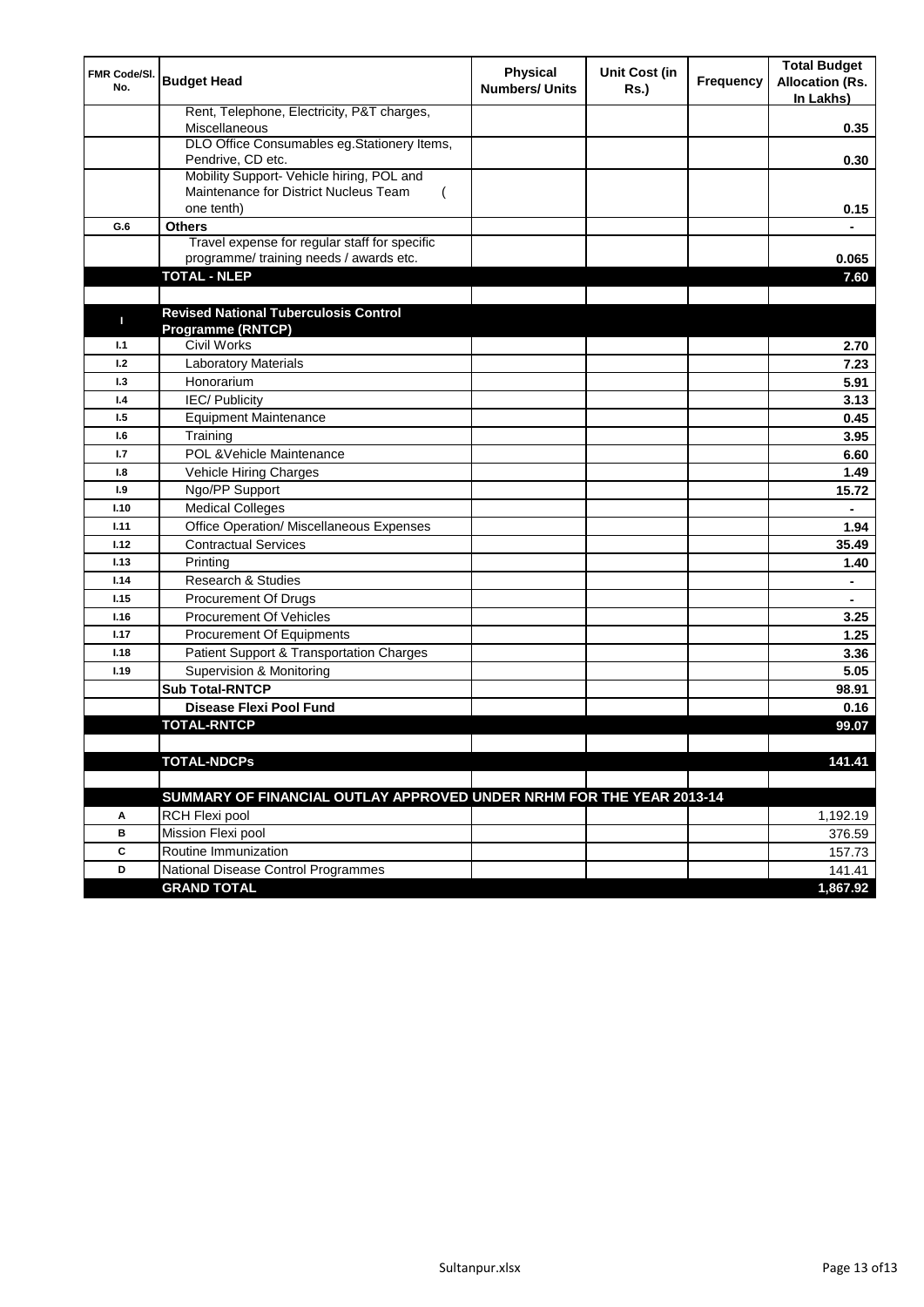| FMR Code/Sl. No. | Budget Head | Physical Numbers/ Units | Unit Cost (in Rs.) | Frequency | Total Budget Allocation (Rs. In Lakhs) |
|---|---|---|---|---|---|
| | Rent, Telephone, Electricity, P&T charges, Miscellaneous | | | | 0.35 |
| | DLO Office Consumables eg.Stationery Items, Pendrive, CD etc. | | | | 0.30 |
| | Mobility Support- Vehicle hiring, POL and Maintenance for District Nucleus Team ( one tenth) | | | | 0.15 |
| G.6 | **Others** | | | | - |
| | Travel expense for regular staff for specific programme/ training needs / awards etc. | | | | 0.065 |
| | **TOTAL - NLEP** | | | | **7.60** |
| | | | | | |
| I | **Revised National Tuberculosis Control Programme (RNTCP)** | | | | |
| I.1 | Civil Works | | | | 2.70 |
| I.2 | Laboratory Materials | | | | 7.23 |
| I.3 | Honorarium | | | | 5.91 |
| I.4 | IEC/ Publicity | | | | 3.13 |
| I.5 | Equipment Maintenance | | | | 0.45 |
| I.6 | Training | | | | 3.95 |
| I.7 | POL &Vehicle Maintenance | | | | 6.60 |
| I.8 | Vehicle Hiring Charges | | | | 1.49 |
| I.9 | Ngo/PP Support | | | | 15.72 |
| I.10 | Medical Colleges | | | | - |
| I.11 | Office Operation/ Miscellaneous Expenses | | | | 1.94 |
| I.12 | Contractual Services | | | | 35.49 |
| I.13 | Printing | | | | 1.40 |
| I.14 | Research & Studies | | | | - |
| I.15 | Procurement Of Drugs | | | | - |
| I.16 | Procurement Of Vehicles | | | | 3.25 |
| I.17 | Procurement Of Equipments | | | | 1.25 |
| I.18 | Patient Support & Transportation Charges | | | | 3.36 |
| I.19 | Supervision & Monitoring | | | | 5.05 |
| | **Sub Total-RNTCP** | | | | **98.91** |
| | **Disease Flexi Pool Fund** | | | | **0.16** |
| | **TOTAL-RNTCP** | | | | **99.07** |
| | | | | | |
| | **TOTAL-NDCPs** | | | | **141.41** |
| | | | | | |
| | **SUMMARY OF FINANCIAL OUTLAY APPROVED UNDER NRHM FOR THE YEAR 2013-14** | | | | |
| A | RCH Flexi pool | | | | 1,192.19 |
| B | Mission Flexi pool | | | | 376.59 |
| C | Routine Immunization | | | | 157.73 |
| D | National Disease Control Programmes | | | | 141.41 |
| | **GRAND TOTAL** | | | | **1,867.92** |